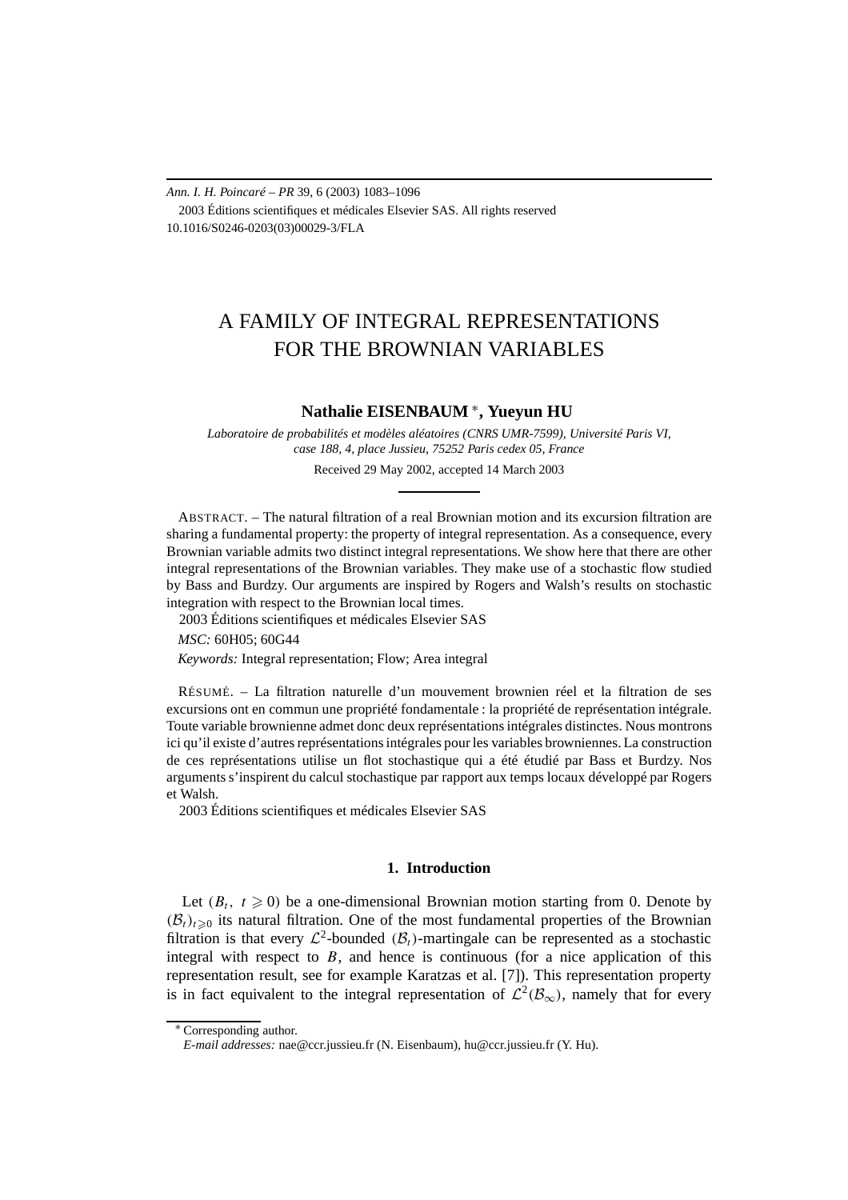*Ann. I. H. Poincaré – PR* 39, 6 (2003) 1083–1096
2003 Éditions scientifiques et médicales Elsevier SAS. All rights reserved
10.1016/S0246-0203(03)00029-3/FLA

# A FAMILY OF INTEGRAL REPRESENTATIONS FOR THE BROWNIAN VARIABLES

**Nathalie EISENBAUM** [*]**, Yueyun HU**

*Laboratoire de probabilités et modèles aléatoires (CNRS UMR-7599), Université Paris VI, case 188, 4, place Jussieu, 75252 Paris cedex 05, France*

Received 29 May 2002, accepted 14 March 2003

ABSTRACT. – The natural filtration of a real Brownian motion and its excursion filtration are sharing a fundamental property: the property of integral representation. As a consequence, every Brownian variable admits two distinct integral representations. We show here that there are other integral representations of the Brownian variables. They make use of a stochastic flow studied by Bass and Burdzy. Our arguments are inspired by Rogers and Walsh's results on stochastic integration with respect to the Brownian local times.

2003 Éditions scientifiques et médicales Elsevier SAS

*MSC:* 60H05; 60G44

*Keywords:* Integral representation; Flow; Area integral

RÉSUMÉ. – La filtration naturelle d'un mouvement brownien réel et la filtration de ses excursions ont en commun une propriété fondamentale : la propriété de représentation intégrale. Toute variable brownienne admet donc deux représentations intégrales distinctes. Nous montrons ici qu'il existe d'autres représentations intégrales pour les variables browniennes. La construction de ces représentations utilise un flot stochastique qui a été étudié par Bass et Burdzy. Nos arguments s'inspirent du calcul stochastique par rapport aux temps locaux développé par Rogers et Walsh.

2003 Éditions scientifiques et médicales Elsevier SAS

## 1. Introduction

Let $(B_t,\ t \geqslant 0)$ be a one-dimensional Brownian motion starting from 0. Denote by $(\mathcal{B}_t)_{t\geqslant 0}$ its natural filtration. One of the most fundamental properties of the Brownian filtration is that every $\mathcal{L}^2$-bounded $(\mathcal{B}_t)$-martingale can be represented as a stochastic integral with respect to $B$, and hence is continuous (for a nice application of this representation result, see for example Karatzas et al. [7]). This representation property is in fact equivalent to the integral representation of $\mathcal{L}^2(\mathcal{B}_\infty)$, namely that for every

[*] Corresponding author.
*E-mail addresses:* nae@ccr.jussieu.fr (N. Eisenbaum), hu@ccr.jussieu.fr (Y. Hu).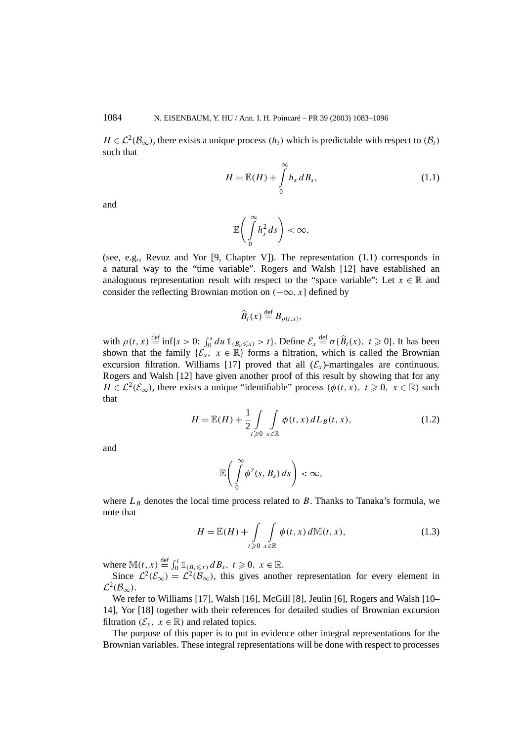$H \in \mathcal{L}^2(\mathcal{B}_\infty)$, there exists a unique process $(h_t)$ which is predictable with respect to $(\mathcal{B}_t)$ such that

$$H = \mathbb{E}(H) + \int_0^\infty h_s \, dB_s, \tag{1.1}$$

and

$$\mathbb{E}\left(\int_0^\infty h_s^2 \, ds\right) < \infty,$$

(see, e.g., Revuz and Yor [9, Chapter V]). The representation (1.1) corresponds in a natural way to the "time variable". Rogers and Walsh [12] have established an analoguous representation result with respect to the "space variable": Let $x \in \mathbb{R}$ and consider the reflecting Brownian motion on $(-\infty, x]$ defined by

$$\widehat{B}_t(x) \stackrel{\text{def}}{=} B_{\rho(t,x)},$$

with $\rho(t,x) \stackrel{\text{def}}{=} \inf\{s > 0\colon \int_0^s du \, \mathbb{1}_{(B_u \leqslant x)} > t\}$. Define $\mathcal{E}_x \stackrel{\text{def}}{=} \sigma\{\widehat{B}_t(x),\ t \geqslant 0\}$. It has been shown that the family $\{\mathcal{E}_x,\ x \in \mathbb{R}\}$ forms a filtration, which is called the Brownian excursion filtration. Williams [17] proved that all $(\mathcal{E}_x)$-martingales are continuous. Rogers and Walsh [12] have given another proof of this result by showing that for any $H \in \mathcal{L}^2(\mathcal{E}_\infty)$, there exists a unique "identifiable" process $(\phi(t,x),\ t \geqslant 0,\ x \in \mathbb{R})$ such that

$$H = \mathbb{E}(H) + \frac{1}{2} \int_{t \geqslant 0} \int_{x \in \mathbb{R}} \phi(t,x) \, dL_B(t,x), \tag{1.2}$$

and

$$\mathbb{E}\left(\int_0^\infty \phi^2(s, B_s) \, ds\right) < \infty,$$

where $L_B$ denotes the local time process related to $B$. Thanks to Tanaka's formula, we note that

$$H = \mathbb{E}(H) + \int_{t \geqslant 0} \int_{x \in \mathbb{R}} \phi(t,x) \, d\mathbb{M}(t,x), \tag{1.3}$$

where $\mathbb{M}(t,x) \stackrel{\text{def}}{=} \int_0^t \mathbb{1}_{(B_s \leqslant x)} \, dB_s,\ t \geqslant 0,\ x \in \mathbb{R}$.

Since $\mathcal{L}^2(\mathcal{E}_\infty) = \mathcal{L}^2(\mathcal{B}_\infty)$, this gives another representation for every element in $\mathcal{L}^2(\mathcal{B}_\infty)$.

We refer to Williams [17], Walsh [16], McGill [8], Jeulin [6], Rogers and Walsh [10–14], Yor [18] together with their references for detailed studies of Brownian excursion filtration $(\mathcal{E}_x,\ x \in \mathbb{R})$ and related topics.

The purpose of this paper is to put in evidence other integral representations for the Brownian variables. These integral representations will be done with respect to processes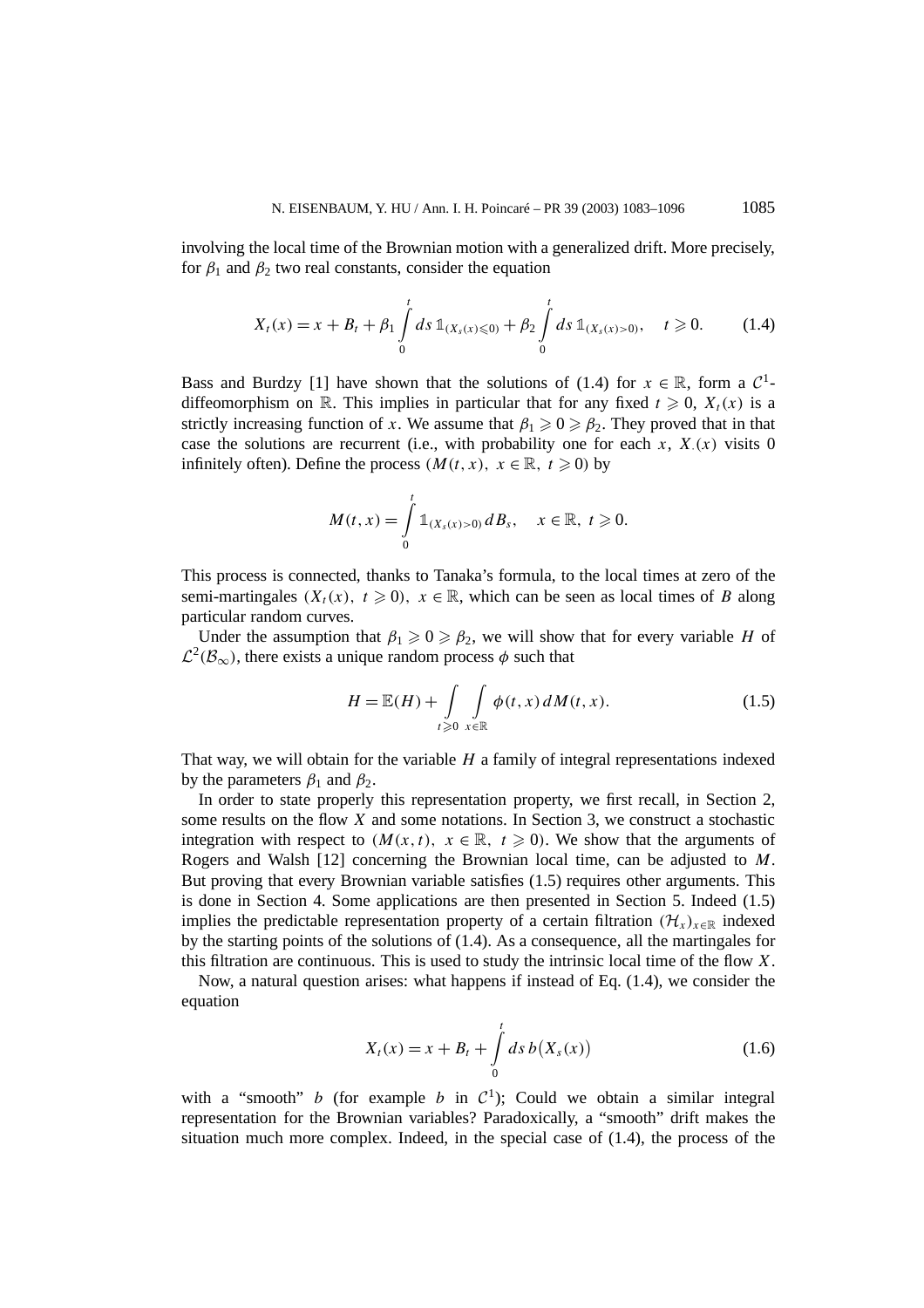involving the local time of the Brownian motion with a generalized drift. More precisely, for $\beta_1$ and $\beta_2$ two real constants, consider the equation

$$X_t(x) = x + B_t + \beta_1 \int_0^t ds\, \mathbb{1}_{(X_s(x)\leqslant 0)} + \beta_2 \int_0^t ds\, \mathbb{1}_{(X_s(x)>0)}, \quad t \geqslant 0. \tag{1.4}$$

Bass and Burdzy [1] have shown that the solutions of (1.4) for $x \in \mathbb{R}$, form a $\mathcal{C}^1$-diffeomorphism on $\mathbb{R}$. This implies in particular that for any fixed $t \geqslant 0$, $X_t(x)$ is a strictly increasing function of $x$. We assume that $\beta_1 \geqslant 0 \geqslant \beta_2$. They proved that in that case the solutions are recurrent (i.e., with probability one for each $x$, $X_.(x)$ visits 0 infinitely often). Define the process $(M(t,x),\ x \in \mathbb{R},\ t \geqslant 0)$ by

$$M(t,x) = \int_0^t \mathbb{1}_{(X_s(x)>0)}\, dB_s, \quad x \in \mathbb{R},\ t \geqslant 0.$$

This process is connected, thanks to Tanaka's formula, to the local times at zero of the semi-martingales $(X_t(x),\ t \geqslant 0),\ x \in \mathbb{R}$, which can be seen as local times of $B$ along particular random curves.

Under the assumption that $\beta_1 \geqslant 0 \geqslant \beta_2$, we will show that for every variable $H$ of $\mathcal{L}^2(\mathcal{B}_\infty)$, there exists a unique random process $\phi$ such that

$$H = \mathbb{E}(H) + \int_{t\geqslant 0} \int_{x\in\mathbb{R}} \phi(t,x)\, dM(t,x). \tag{1.5}$$

That way, we will obtain for the variable $H$ a family of integral representations indexed by the parameters $\beta_1$ and $\beta_2$.

In order to state properly this representation property, we first recall, in Section 2, some results on the flow $X$ and some notations. In Section 3, we construct a stochastic integration with respect to $(M(x,t),\ x \in \mathbb{R},\ t \geqslant 0)$. We show that the arguments of Rogers and Walsh [12] concerning the Brownian local time, can be adjusted to $M$. But proving that every Brownian variable satisfies (1.5) requires other arguments. This is done in Section 4. Some applications are then presented in Section 5. Indeed (1.5) implies the predictable representation property of a certain filtration $(\mathcal{H}_x)_{x\in\mathbb{R}}$ indexed by the starting points of the solutions of (1.4). As a consequence, all the martingales for this filtration are continuous. This is used to study the intrinsic local time of the flow $X$.

Now, a natural question arises: what happens if instead of Eq. (1.4), we consider the equation

$$X_t(x) = x + B_t + \int_0^t ds\, b\big(X_s(x)\big) \tag{1.6}$$

with a "smooth" $b$ (for example $b$ in $\mathcal{C}^1$); Could we obtain a similar integral representation for the Brownian variables? Paradoxically, a "smooth" drift makes the situation much more complex. Indeed, in the special case of (1.4), the process of the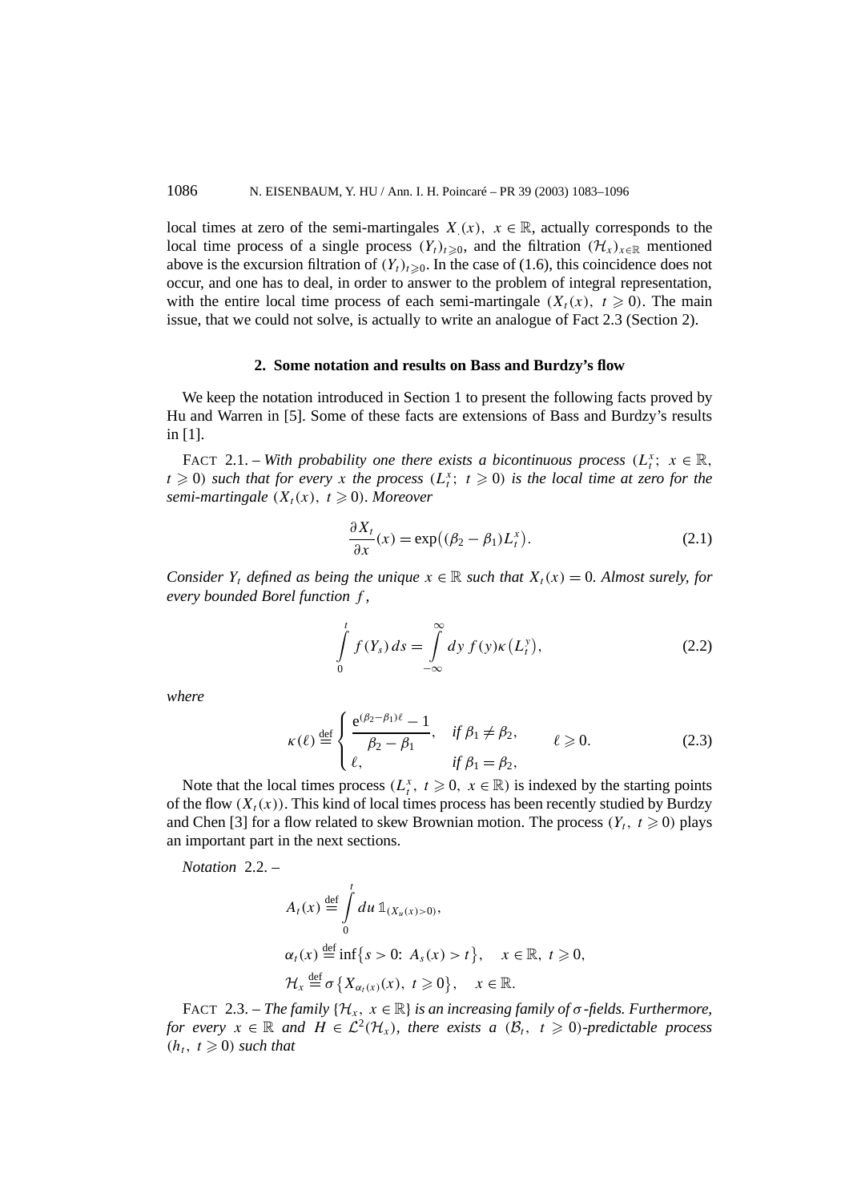local times at zero of the semi-martingales $X_{\cdot}(x),\ x \in \mathbb{R}$, actually corresponds to the local time process of a single process $(Y_t)_{t\geqslant 0}$, and the filtration $(\mathcal{H}_x)_{x\in\mathbb{R}}$ mentioned above is the excursion filtration of $(Y_t)_{t\geqslant 0}$. In the case of (1.6), this coincidence does not occur, and one has to deal, in order to answer to the problem of integral representation, with the entire local time process of each semi-martingale $(X_t(x),\ t \geqslant 0)$. The main issue, that we could not solve, is actually to write an analogue of Fact 2.3 (Section 2).

## 2. Some notation and results on Bass and Burdzy's flow

We keep the notation introduced in Section 1 to present the following facts proved by Hu and Warren in [5]. Some of these facts are extensions of Bass and Burdzy's results in [1].

FACT 2.1. – *With probability one there exists a bicontinuous process $(L_t^x;\ x \in \mathbb{R},\ t \geqslant 0)$ such that for every $x$ the process $(L_t^x;\ t \geqslant 0)$ is the local time at zero for the semi-martingale $(X_t(x),\ t \geqslant 0)$. Moreover*

$$\frac{\partial X_t}{\partial x}(x) = \exp\bigl((\beta_2 - \beta_1)L_t^x\bigr). \tag{2.1}$$

*Consider $Y_t$ defined as being the unique $x \in \mathbb{R}$ such that $X_t(x) = 0$. Almost surely, for every bounded Borel function $f$,*

$$\int_0^t f(Y_s)\,ds = \int_{-\infty}^{\infty} dy\, f(y)\kappa\bigl(L_t^y\bigr), \tag{2.2}$$

*where*

$$\kappa(\ell) \stackrel{\text{def}}{=} \begin{cases} \dfrac{\mathrm{e}^{(\beta_2-\beta_1)\ell} - 1}{\beta_2 - \beta_1}, & \text{if } \beta_1 \neq \beta_2, \\ \ell, & \text{if } \beta_1 = \beta_2, \end{cases} \qquad \ell \geqslant 0. \tag{2.3}$$

Note that the local times process $(L_t^x,\ t \geqslant 0,\ x \in \mathbb{R})$ is indexed by the starting points of the flow $(X_t(x))$. This kind of local times process has been recently studied by Burdzy and Chen [3] for a flow related to skew Brownian motion. The process $(Y_t,\ t \geqslant 0)$ plays an important part in the next sections.

*Notation* 2.2. –

$$A_t(x) \stackrel{\text{def}}{=} \int_0^t du\, \mathbb{1}_{(X_u(x)>0)},$$

$$\alpha_t(x) \stackrel{\text{def}}{=} \inf\bigl\{s > 0:\ A_s(x) > t\bigr\}, \quad x \in \mathbb{R},\ t \geqslant 0,$$

$$\mathcal{H}_x \stackrel{\text{def}}{=} \sigma\bigl\{X_{\alpha_t(x)}(x),\ t \geqslant 0\bigr\}, \quad x \in \mathbb{R}.$$

FACT 2.3. – *The family $\{\mathcal{H}_x,\ x \in \mathbb{R}\}$ is an increasing family of $\sigma$-fields. Furthermore, for every $x \in \mathbb{R}$ and $H \in \mathcal{L}^2(\mathcal{H}_x)$, there exists a $(\mathcal{B}_t,\ t \geqslant 0)$-predictable process $(h_t,\ t \geqslant 0)$ such that*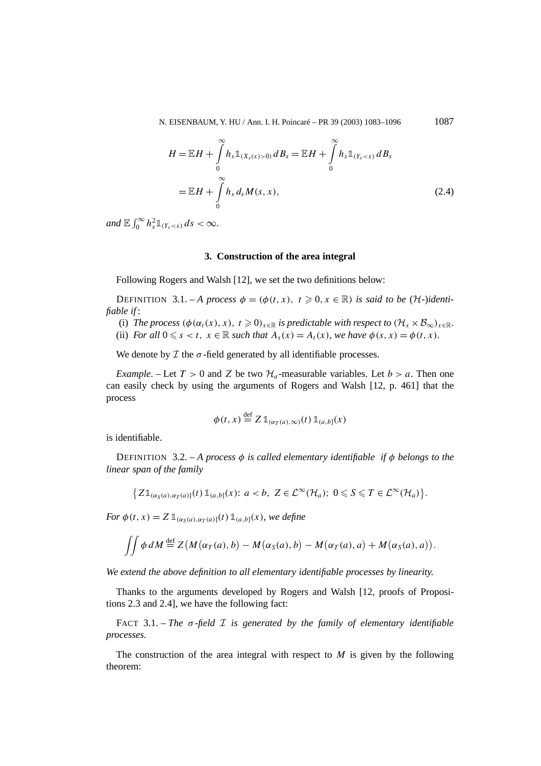$$H = \mathbb{E}H + \int_0^\infty h_s \mathbb{1}_{(X_s(x)>0)}\, dB_s = \mathbb{E}H + \int_0^\infty h_s \mathbb{1}_{(Y_s<x)}\, dB_s$$

$$= \mathbb{E}H + \int_0^\infty h_s\, d_s M(s,x), \tag{2.4}$$

*and* $\mathbb{E}\int_0^\infty h_s^2 \mathbb{1}_{(Y_s<x)}\, ds < \infty$.

## 3. Construction of the area integral

Following Rogers and Walsh [12], we set the two definitions below:

DEFINITION 3.1. – *A process* $\phi = (\phi(t,x),\ t \geqslant 0, x \in \mathbb{R})$ *is said to be* ($\mathcal{H}$-)*identifiable if*:

(i) *The process* $(\phi(\alpha_t(x), x),\ t \geqslant 0)_{x\in\mathbb{R}}$ *is predictable with respect to* $(\mathcal{H}_x \times \mathcal{B}_\infty)_{x\in\mathbb{R}}$.

(ii) *For all* $0 \leqslant s < t,\ x \in \mathbb{R}$ *such that* $A_s(x) = A_t(x)$, *we have* $\phi(s,x) = \phi(t,x)$.

We denote by $\mathcal{I}$ the $\sigma$-field generated by all identifiable processes.

*Example*. – Let $T > 0$ and $Z$ be two $\mathcal{H}_a$-measurable variables. Let $b > a$. Then one can easily check by using the arguments of Rogers and Walsh [12, p. 461] that the process

$$\phi(t,x) \stackrel{\text{def}}{=} Z\, \mathbb{1}_{(\alpha_T(a),\infty)}(t)\, \mathbb{1}_{(a,b]}(x)$$

is identifiable.

DEFINITION 3.2. – *A process* $\phi$ *is called elementary identifiable if* $\phi$ *belongs to the linear span of the family*

$$\left\{ Z\mathbb{1}_{(\alpha_S(a),\alpha_T(a)]}(t)\, \mathbb{1}_{(a,b]}(x)\colon\ a < b,\ Z \in \mathcal{L}^\infty(\mathcal{H}_a);\ 0 \leqslant S \leqslant T \in \mathcal{L}^\infty(\mathcal{H}_a)\right\}.$$

*For* $\phi(t,x) = Z\, \mathbb{1}_{(\alpha_S(a),\alpha_T(a)]}(t)\, \mathbb{1}_{(a,b]}(x)$, *we define*

$$\iint \phi\, dM \stackrel{\text{def}}{=} Z\big(M(\alpha_T(a), b) - M(\alpha_S(a), b) - M(\alpha_T(a), a) + M(\alpha_S(a), a)\big).$$

*We extend the above definition to all elementary identifiable processes by linearity.*

Thanks to the arguments developed by Rogers and Walsh [12, proofs of Propositions 2.3 and 2.4], we have the following fact:

FACT 3.1. – *The* $\sigma$*-field* $\mathcal{I}$ *is generated by the family of elementary identifiable processes.*

The construction of the area integral with respect to $M$ is given by the following theorem: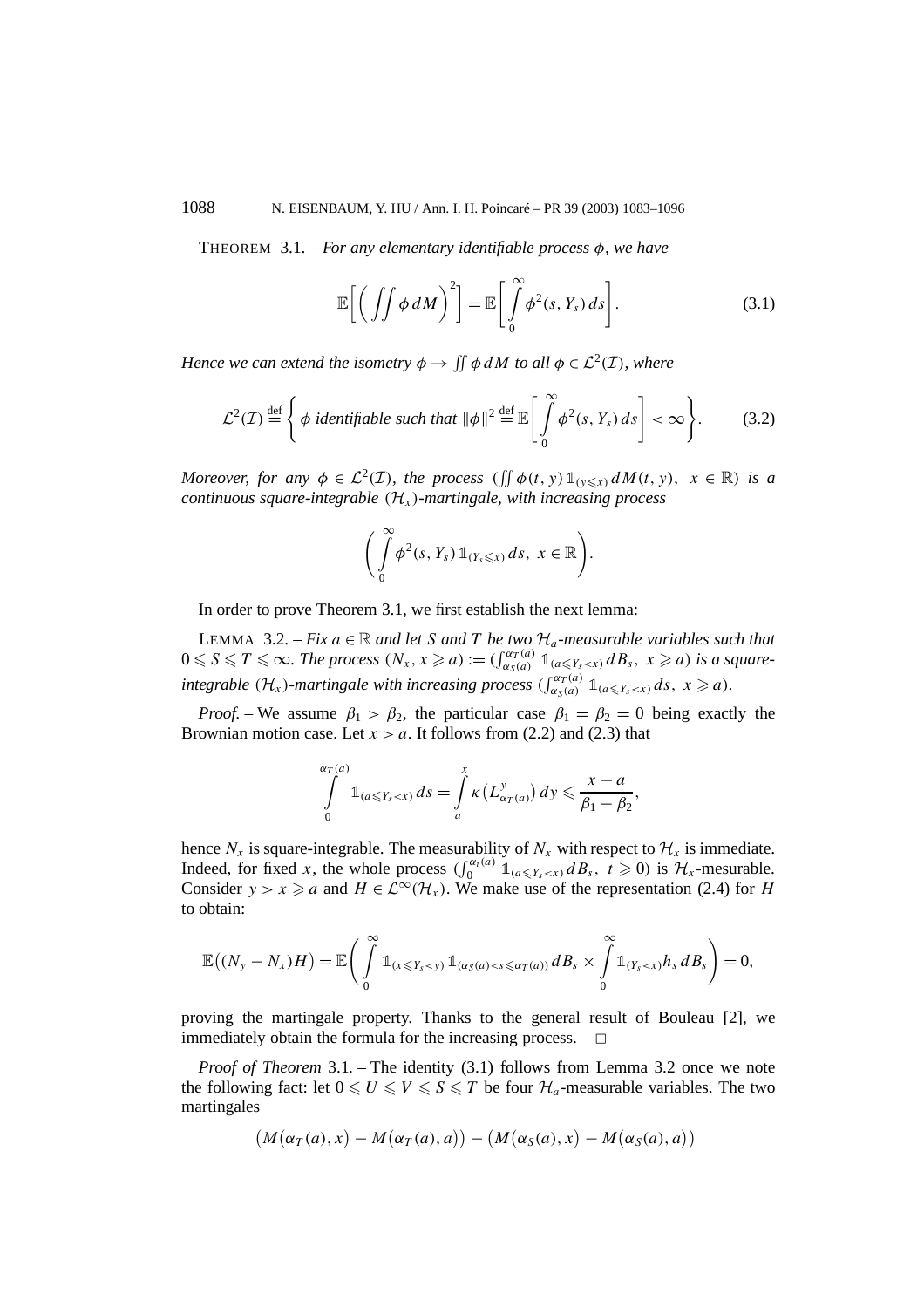THEOREM 3.1. – *For any elementary identifiable process $\phi$, we have*

$$\mathbb{E}\bigg[\bigg(\iint \phi\, dM\bigg)^2\bigg] = \mathbb{E}\bigg[\int_0^\infty \phi^2(s, Y_s)\, ds\bigg]. \tag{3.1}$$

*Hence we can extend the isometry $\phi \to \iint \phi\, dM$ to all $\phi \in \mathcal{L}^2(\mathcal{I})$, where*

$$\mathcal{L}^2(\mathcal{I}) \stackrel{\text{def}}{=} \bigg\{ \phi \text{ identifiable such that } \|\phi\|^2 \stackrel{\text{def}}{=} \mathbb{E}\bigg[\int_0^\infty \phi^2(s, Y_s)\, ds\bigg] < \infty \bigg\}. \tag{3.2}$$

*Moreover, for any $\phi \in \mathcal{L}^2(\mathcal{I})$, the process $(\iint \phi(t, y)\, \mathbb{1}_{(y \leqslant x)}\, dM(t, y),\ x \in \mathbb{R})$ is a continuous square-integrable $(\mathcal{H}_x)$-martingale, with increasing process*

$$\bigg(\int_0^\infty \phi^2(s, Y_s)\, \mathbb{1}_{(Y_s \leqslant x)}\, ds,\ x \in \mathbb{R}\bigg).$$

In order to prove Theorem 3.1, we first establish the next lemma:

LEMMA 3.2. – *Fix $a \in \mathbb{R}$ and let $S$ and $T$ be two $\mathcal{H}_a$-measurable variables such that $0 \leqslant S \leqslant T \leqslant \infty$. The process $(N_x, x \geqslant a) := (\int_{\alpha_S(a)}^{\alpha_T(a)} \mathbb{1}_{(a \leqslant Y_s < x)}\, dB_s,\ x \geqslant a)$ is a square-integrable $(\mathcal{H}_x)$-martingale with increasing process $(\int_{\alpha_S(a)}^{\alpha_T(a)} \mathbb{1}_{(a \leqslant Y_s < x)}\, ds,\ x \geqslant a)$.*

*Proof.* – We assume $\beta_1 > \beta_2$, the particular case $\beta_1 = \beta_2 = 0$ being exactly the Brownian motion case. Let $x > a$. It follows from (2.2) and (2.3) that

$$\int_0^{\alpha_T(a)} \mathbb{1}_{(a \leqslant Y_s < x)}\, ds = \int_a^x \kappa\big(L^y_{\alpha_T(a)}\big)\, dy \leqslant \frac{x - a}{\beta_1 - \beta_2},$$

hence $N_x$ is square-integrable. The measurability of $N_x$ with respect to $\mathcal{H}_x$ is immediate. Indeed, for fixed $x$, the whole process $(\int_0^{\alpha_t(a)} \mathbb{1}_{(a \leqslant Y_s < x)}\, dB_s,\ t \geqslant 0)$ is $\mathcal{H}_x$-mesurable. Consider $y > x \geqslant a$ and $H \in \mathcal{L}^\infty(\mathcal{H}_x)$. We make use of the representation (2.4) for $H$ to obtain:

$$\mathbb{E}\big((N_y - N_x)H\big) = \mathbb{E}\bigg(\int_0^\infty \mathbb{1}_{(x \leqslant Y_s < y)}\, \mathbb{1}_{(\alpha_S(a) < s \leqslant \alpha_T(a))}\, dB_s \times \int_0^\infty \mathbb{1}_{(Y_s < x)} h_s\, dB_s\bigg) = 0,$$

proving the martingale property. Thanks to the general result of Bouleau [2], we immediately obtain the formula for the increasing process. □

*Proof of Theorem* 3.1. – The identity (3.1) follows from Lemma 3.2 once we note the following fact: let $0 \leqslant U \leqslant V \leqslant S \leqslant T$ be four $\mathcal{H}_a$-measurable variables. The two martingales

$$\big(M(\alpha_T(a), x) - M(\alpha_T(a), a)\big) - \big(M(\alpha_S(a), x) - M(\alpha_S(a), a)\big)$$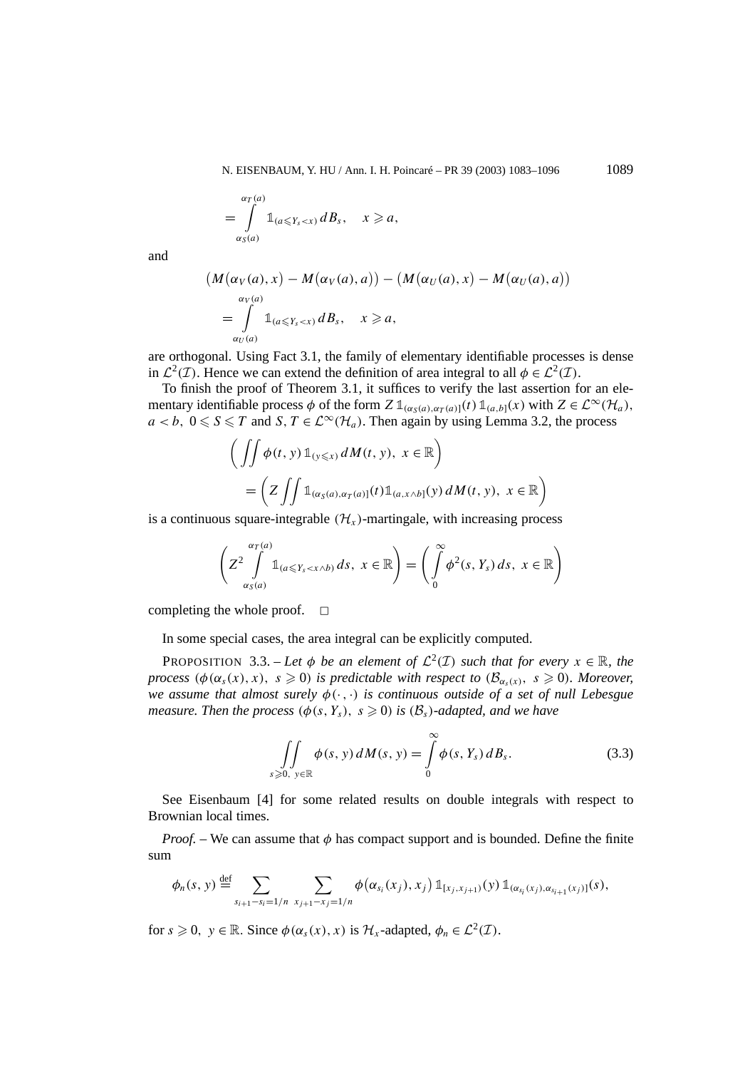$$= \int_{\alpha_S(a)}^{\alpha_T(a)} \mathbb{1}_{(a \leqslant Y_s < x)} \, dB_s, \quad x \geqslant a,$$

and

$$\big(M(\alpha_V(a), x) - M(\alpha_V(a), a)\big) - \big(M(\alpha_U(a), x) - M(\alpha_U(a), a)\big)$$
$$= \int_{\alpha_U(a)}^{\alpha_V(a)} \mathbb{1}_{(a \leqslant Y_s < x)} \, dB_s, \quad x \geqslant a,$$

are orthogonal. Using Fact 3.1, the family of elementary identifiable processes is dense in $\mathcal{L}^2(\mathcal{I})$. Hence we can extend the definition of area integral to all $\phi \in \mathcal{L}^2(\mathcal{I})$.

To finish the proof of Theorem 3.1, it suffices to verify the last assertion for an elementary identifiable process $\phi$ of the form $Z\, \mathbb{1}_{(\alpha_S(a), \alpha_T(a)]}(t)\, \mathbb{1}_{(a,b]}(x)$ with $Z \in \mathcal{L}^\infty(\mathcal{H}_a)$, $a < b$, $0 \leqslant S \leqslant T$ and $S, T \in \mathcal{L}^\infty(\mathcal{H}_a)$. Then again by using Lemma 3.2, the process

$$\left( \iint \phi(t, y)\, \mathbb{1}_{(y \leqslant x)} \, dM(t, y), \ x \in \mathbb{R} \right)$$
$$= \left( Z \iint \mathbb{1}_{(\alpha_S(a), \alpha_T(a)]}(t) \mathbb{1}_{(a, x \wedge b]}(y) \, dM(t, y), \ x \in \mathbb{R} \right)$$

is a continuous square-integrable $(\mathcal{H}_x)$-martingale, with increasing process

$$\left( Z^2 \int_{\alpha_S(a)}^{\alpha_T(a)} \mathbb{1}_{(a \leqslant Y_s < x \wedge b)} \, ds, \ x \in \mathbb{R} \right) = \left( \int_0^\infty \phi^2(s, Y_s) \, ds, \ x \in \mathbb{R} \right)$$

completing the whole proof. $\square$

In some special cases, the area integral can be explicitly computed.

PROPOSITION 3.3. – *Let $\phi$ be an element of $\mathcal{L}^2(\mathcal{I})$ such that for every $x \in \mathbb{R}$, the process $(\phi(\alpha_s(x), x),\ s \geqslant 0)$ is predictable with respect to $(\mathcal{B}_{\alpha_s(x)},\ s \geqslant 0)$. Moreover, we assume that almost surely $\phi(\cdot, \cdot)$ is continuous outside of a set of null Lebesgue measure. Then the process $(\phi(s, Y_s),\ s \geqslant 0)$ is $(\mathcal{B}_s)$-adapted, and we have*

$$\iint_{s \geqslant 0,\ y \in \mathbb{R}} \phi(s, y) \, dM(s, y) = \int_0^\infty \phi(s, Y_s) \, dB_s. \tag{3.3}$$

See Eisenbaum [4] for some related results on double integrals with respect to Brownian local times.

*Proof.* – We can assume that $\phi$ has compact support and is bounded. Define the finite sum

$$\phi_n(s, y) \stackrel{\text{def}}{=} \sum_{s_{i+1} - s_i = 1/n} \ \sum_{x_{j+1} - x_j = 1/n} \phi\big(\alpha_{s_i}(x_j), x_j\big)\, \mathbb{1}_{[x_j, x_{j+1})}(y)\, \mathbb{1}_{(\alpha_{s_i}(x_j), \alpha_{s_{i+1}}(x_j)]}(s),$$

for $s \geqslant 0,\ y \in \mathbb{R}$. Since $\phi(\alpha_s(x), x)$ is $\mathcal{H}_x$-adapted, $\phi_n \in \mathcal{L}^2(\mathcal{I})$.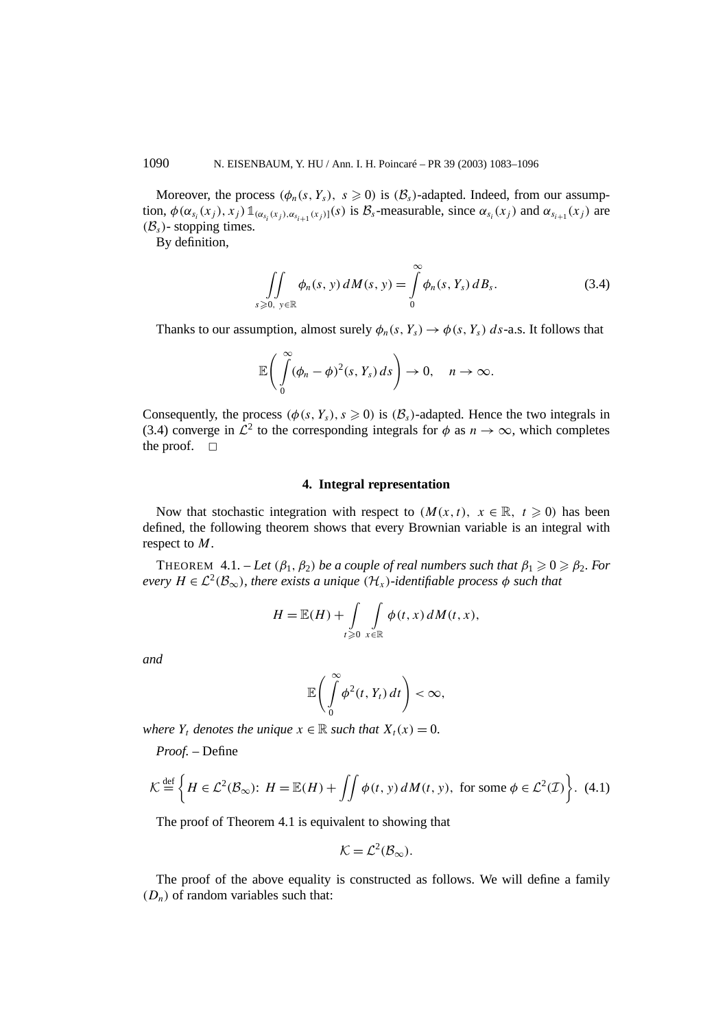Moreover, the process $(\phi_n(s, Y_s),\ s \geqslant 0)$ is $(\mathcal{B}_s)$-adapted. Indeed, from our assumption, $\phi(\alpha_{s_i}(x_j), x_j)\,\mathbb{1}_{(\alpha_{s_i}(x_j), \alpha_{s_{i+1}}(x_j)]}(s)$ is $\mathcal{B}_s$-measurable, since $\alpha_{s_i}(x_j)$ and $\alpha_{s_{i+1}}(x_j)$ are $(\mathcal{B}_s)$- stopping times.

By definition,

$$\iint\limits_{s \geqslant 0,\ y \in \mathbb{R}} \phi_n(s, y)\, dM(s, y) = \int_0^\infty \phi_n(s, Y_s)\, dB_s. \tag{3.4}$$

Thanks to our assumption, almost surely $\phi_n(s, Y_s) \to \phi(s, Y_s)$ $ds$-a.s. It follows that

$$\mathbb{E}\left(\int_0^\infty (\phi_n - \phi)^2(s, Y_s)\, ds\right) \to 0, \quad n \to \infty.$$

Consequently, the process $(\phi(s, Y_s), s \geqslant 0)$ is $(\mathcal{B}_s)$-adapted. Hence the two integrals in (3.4) converge in $\mathcal{L}^2$ to the corresponding integrals for $\phi$ as $n \to \infty$, which completes the proof. □

## 4. Integral representation

Now that stochastic integration with respect to $(M(x, t),\ x \in \mathbb{R},\ t \geqslant 0)$ has been defined, the following theorem shows that every Brownian variable is an integral with respect to $M$.

THEOREM 4.1. – *Let $(\beta_1, \beta_2)$ be a couple of real numbers such that $\beta_1 \geqslant 0 \geqslant \beta_2$. For every $H \in \mathcal{L}^2(\mathcal{B}_\infty)$, there exists a unique $(\mathcal{H}_x)$-identifiable process $\phi$ such that*

$$H = \mathbb{E}(H) + \int\limits_{t \geqslant 0} \int\limits_{x \in \mathbb{R}} \phi(t, x)\, dM(t, x),$$

*and*

$$\mathbb{E}\left(\int_0^\infty \phi^2(t, Y_t)\, dt\right) < \infty,$$

*where $Y_t$ denotes the unique $x \in \mathbb{R}$ such that $X_t(x) = 0$.*

*Proof.* – Define

$$\mathcal{K} \overset{\text{def}}{=} \left\{ H \in \mathcal{L}^2(\mathcal{B}_\infty)\colon\ H = \mathbb{E}(H) + \iint \phi(t, y)\, dM(t, y),\ \text{for some } \phi \in \mathcal{L}^2(\mathcal{I}) \right\}. \tag{4.1}$$

The proof of Theorem 4.1 is equivalent to showing that

$$\mathcal{K} = \mathcal{L}^2(\mathcal{B}_\infty).$$

The proof of the above equality is constructed as follows. We will define a family $(D_n)$ of random variables such that: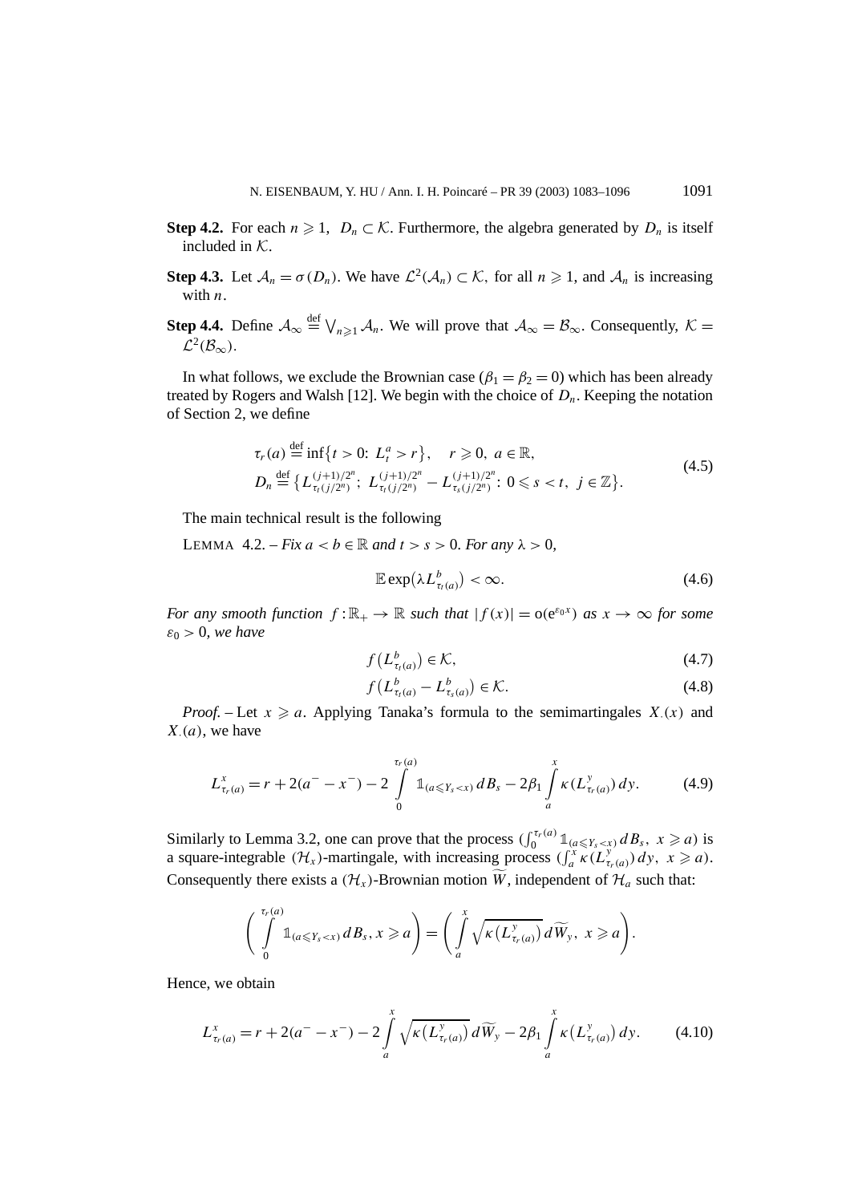**Step 4.2.** For each $n \geqslant 1$, $D_n \subset \mathcal{K}$. Furthermore, the algebra generated by $D_n$ is itself included in $\mathcal{K}$.

**Step 4.3.** Let $\mathcal{A}_n = \sigma(D_n)$. We have $\mathcal{L}^2(\mathcal{A}_n) \subset \mathcal{K}$, for all $n \geqslant 1$, and $\mathcal{A}_n$ is increasing with $n$.

**Step 4.4.** Define $\mathcal{A}_\infty \stackrel{\text{def}}{=} \bigvee_{n \geqslant 1} \mathcal{A}_n$. We will prove that $\mathcal{A}_\infty = \mathcal{B}_\infty$. Consequently, $\mathcal{K} = \mathcal{L}^2(\mathcal{B}_\infty)$.

In what follows, we exclude the Brownian case ($\beta_1 = \beta_2 = 0$) which has been already treated by Rogers and Walsh [12]. We begin with the choice of $D_n$. Keeping the notation of Section 2, we define

$$
\begin{aligned}
&\tau_r(a) \stackrel{\text{def}}{=} \inf\{t > 0:\ L_t^a > r\}, \quad r \geqslant 0,\ a \in \mathbb{R}, \\
&D_n \stackrel{\text{def}}{=} \left\{ L^{(j+1)/2^n}_{\tau_t(j/2^n)};\ L^{(j+1)/2^n}_{\tau_t(j/2^n)} - L^{(j+1)/2^n}_{\tau_s(j/2^n)}:\ 0 \leqslant s < t,\ j \in \mathbb{Z} \right\}.
\end{aligned}
\tag{4.5}
$$

The main technical result is the following

LEMMA 4.2. – *Fix $a < b \in \mathbb{R}$ and $t > s > 0$. For any $\lambda > 0$,*

$$
\mathbb{E}\exp\left(\lambda L^b_{\tau_t(a)}\right) < \infty. \tag{4.6}
$$

*For any smooth function $f : \mathbb{R}_+ \to \mathbb{R}$ such that $|f(x)| = o(e^{\varepsilon_0 x})$ as $x \to \infty$ for some $\varepsilon_0 > 0$, we have*

$$
f\left(L^b_{\tau_t(a)}\right) \in \mathcal{K}, \tag{4.7}
$$

$$
f\left(L^b_{\tau_t(a)} - L^b_{\tau_s(a)}\right) \in \mathcal{K}. \tag{4.8}
$$

*Proof.* – Let $x \geqslant a$. Applying Tanaka's formula to the semimartingales $X_\cdot(x)$ and $X_\cdot(a)$, we have

$$
L^x_{\tau_r(a)} = r + 2(a^- - x^-) - 2\int_0^{\tau_r(a)} \mathbb{1}_{(a \leqslant Y_s < x)}\, dB_s - 2\beta_1 \int_a^x \kappa\left(L^y_{\tau_r(a)}\right) dy. \tag{4.9}
$$

Similarly to Lemma 3.2, one can prove that the process $\left(\int_0^{\tau_r(a)} \mathbb{1}_{(a \leqslant Y_s < x)}\, dB_s,\ x \geqslant a\right)$ is a square-integrable $(\mathcal{H}_x)$-martingale, with increasing process $\left(\int_a^x \kappa(L^y_{\tau_r(a)})\, dy,\ x \geqslant a\right)$. Consequently there exists a $(\mathcal{H}_x)$-Brownian motion $\widetilde{W}$, independent of $\mathcal{H}_a$ such that:

$$
\left( \int_0^{\tau_r(a)} \mathbb{1}_{(a \leqslant Y_s < x)}\, dB_s,\ x \geqslant a \right) = \left( \int_a^x \sqrt{\kappa\left(L^y_{\tau_r(a)}\right)}\, d\widetilde{W}_y,\ x \geqslant a \right).
$$

Hence, we obtain

$$
L^x_{\tau_r(a)} = r + 2(a^- - x^-) - 2\int_a^x \sqrt{\kappa\left(L^y_{\tau_r(a)}\right)}\, d\widetilde{W}_y - 2\beta_1 \int_a^x \kappa\left(L^y_{\tau_r(a)}\right) dy. \tag{4.10}
$$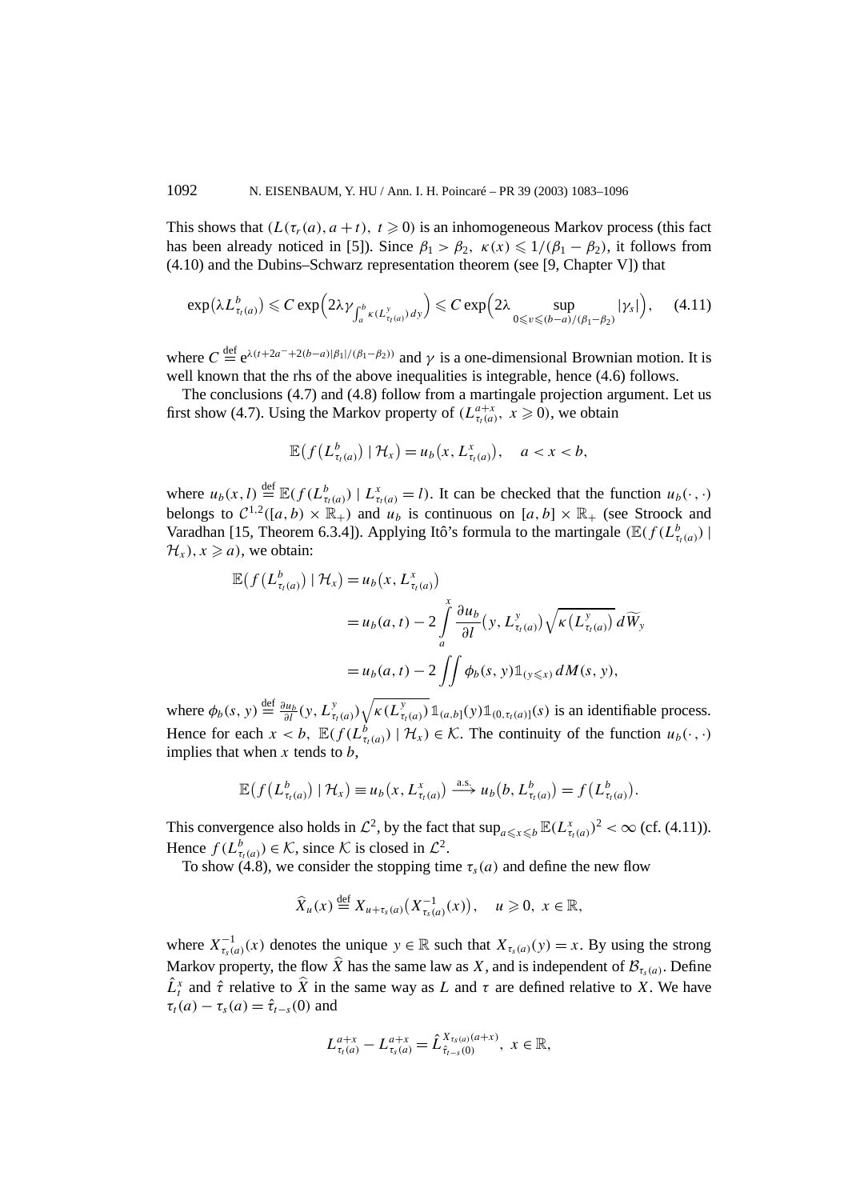This shows that $(L(\tau_r(a), a+t),\ t \geqslant 0)$ is an inhomogeneous Markov process (this fact has been already noticed in [5]). Since $\beta_1 > \beta_2$, $\kappa(x) \leqslant 1/(\beta_1 - \beta_2)$, it follows from (4.10) and the Dubins–Schwarz representation theorem (see [9, Chapter V]) that

$$\exp\bigl(\lambda L^b_{\tau_t(a)}\bigr) \leqslant C \exp\Bigl(2\lambda \gamma_{\int_a^b \kappa(L^y_{\tau_t(a)})\, dy}\Bigr) \leqslant C \exp\Bigl(2\lambda \sup_{0 \leqslant v \leqslant (b-a)/(\beta_1 - \beta_2)} |\gamma_s|\Bigr), \quad (4.11)$$

where $C \stackrel{\text{def}}{=} \mathrm{e}^{\lambda(t + 2a^- + 2(b-a)|\beta_1|/(\beta_1 - \beta_2))}$ and $\gamma$ is a one-dimensional Brownian motion. It is well known that the rhs of the above inequalities is integrable, hence (4.6) follows.

The conclusions (4.7) and (4.8) follow from a martingale projection argument. Let us first show (4.7). Using the Markov property of $(L^{a+x}_{\tau_t(a)},\ x \geqslant 0)$, we obtain

$$\mathbb{E}\bigl(f\bigl(L^b_{\tau_t(a)}\bigr) \mid \mathcal{H}_x\bigr) = u_b\bigl(x, L^x_{\tau_t(a)}\bigr), \quad a < x < b,$$

where $u_b(x,l) \stackrel{\text{def}}{=} \mathbb{E}(f(L^b_{\tau_t(a)}) \mid L^x_{\tau_t(a)} = l)$. It can be checked that the function $u_b(\cdot,\cdot)$ belongs to $\mathcal{C}^{1,2}([a,b) \times \mathbb{R}_+)$ and $u_b$ is continuous on $[a,b] \times \mathbb{R}_+$ (see Stroock and Varadhan [15, Theorem 6.3.4]). Applying Itô's formula to the martingale $(\mathbb{E}(f(L^b_{\tau_t(a)}) \mid \mathcal{H}_x), x \geqslant a)$, we obtain:

$$\begin{aligned}
\mathbb{E}\bigl(f\bigl(L^b_{\tau_t(a)}\bigr) \mid \mathcal{H}_x\bigr) &= u_b\bigl(x, L^x_{\tau_t(a)}\bigr) \\
&= u_b(a,t) - 2\int_a^x \frac{\partial u_b}{\partial l}\bigl(y, L^y_{\tau_t(a)}\bigr)\sqrt{\kappa\bigl(L^y_{\tau_t(a)}\bigr)}\, d\widetilde{W}_y \\
&= u_b(a,t) - 2\iint \phi_b(s,y) \mathbb{1}_{(y \leqslant x)}\, dM(s,y),
\end{aligned}$$

where $\phi_b(s,y) \stackrel{\text{def}}{=} \frac{\partial u_b}{\partial l}(y, L^y_{\tau_t(a)})\sqrt{\kappa(L^y_{\tau_t(a)})}\, \mathbb{1}_{(a,b]}(y)\mathbb{1}_{(0,\tau_t(a)]}(s)$ is an identifiable process. Hence for each $x < b$, $\mathbb{E}(f(L^b_{\tau_t(a)}) \mid \mathcal{H}_x) \in \mathcal{K}$. The continuity of the function $u_b(\cdot,\cdot)$ implies that when $x$ tends to $b$,

$$\mathbb{E}\bigl(f\bigl(L^b_{\tau_t(a)}\bigr) \mid \mathcal{H}_x\bigr) \equiv u_b\bigl(x, L^x_{\tau_t(a)}\bigr) \xrightarrow{\text{a.s.}} u_b\bigl(b, L^b_{\tau_t(a)}\bigr) = f\bigl(L^b_{\tau_t(a)}\bigr).$$

This convergence also holds in $\mathcal{L}^2$, by the fact that $\sup_{a \leqslant x \leqslant b} \mathbb{E}(L^x_{\tau_t(a)})^2 < \infty$ (cf. (4.11)). Hence $f(L^b_{\tau_t(a)}) \in \mathcal{K}$, since $\mathcal{K}$ is closed in $\mathcal{L}^2$.

To show (4.8), we consider the stopping time $\tau_s(a)$ and define the new flow

$$\widehat{X}_u(x) \stackrel{\text{def}}{=} X_{u+\tau_s(a)}\bigl(X^{-1}_{\tau_s(a)}(x)\bigr), \quad u \geqslant 0,\ x \in \mathbb{R},$$

where $X^{-1}_{\tau_s(a)}(x)$ denotes the unique $y \in \mathbb{R}$ such that $X_{\tau_s(a)}(y) = x$. By using the strong Markov property, the flow $\widehat{X}$ has the same law as $X$, and is independent of $\mathcal{B}_{\tau_s(a)}$. Define $\hat{L}^x_t$ and $\hat{\tau}$ relative to $\widehat{X}$ in the same way as $L$ and $\tau$ are defined relative to $X$. We have $\tau_t(a) - \tau_s(a) = \hat{\tau}_{t-s}(0)$ and

$$L^{a+x}_{\tau_t(a)} - L^{a+x}_{\tau_s(a)} = \hat{L}^{X_{\tau_s(a)}(a+x)}_{\hat{\tau}_{t-s}(0)},\ x \in \mathbb{R},$$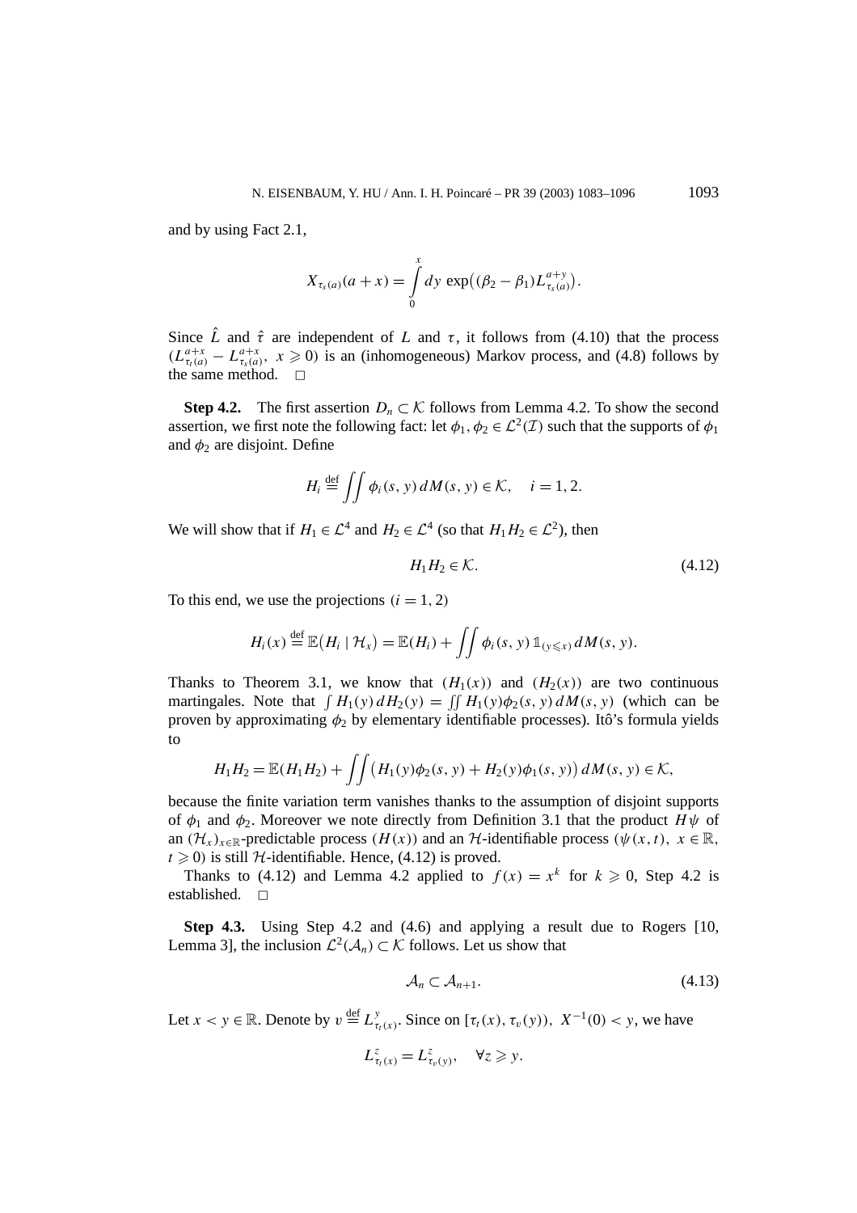and by using Fact 2.1,

$$X_{\tau_s(a)}(a+x) = \int_0^x dy\, \exp\bigl((\beta_2 - \beta_1) L^{a+y}_{\tau_s(a)}\bigr).$$

Since $\hat{L}$ and $\hat{\tau}$ are independent of $L$ and $\tau$, it follows from (4.10) that the process $(L^{a+x}_{\tau_t(a)} - L^{a+x}_{\tau_s(a)},\ x \geqslant 0)$ is an (inhomogeneous) Markov process, and (4.8) follows by the same method. $\square$

**Step 4.2.** The first assertion $D_n \subset \mathcal{K}$ follows from Lemma 4.2. To show the second assertion, we first note the following fact: let $\phi_1, \phi_2 \in \mathcal{L}^2(\mathcal{I})$ such that the supports of $\phi_1$ and $\phi_2$ are disjoint. Define

$$H_i \stackrel{\text{def}}{=} \iint \phi_i(s,y)\, dM(s,y) \in \mathcal{K}, \quad i = 1, 2.$$

We will show that if $H_1 \in \mathcal{L}^4$ and $H_2 \in \mathcal{L}^4$ (so that $H_1 H_2 \in \mathcal{L}^2$), then

$$H_1 H_2 \in \mathcal{K}. \tag{4.12}$$

To this end, we use the projections $(i = 1, 2)$

$$H_i(x) \stackrel{\text{def}}{=} \mathbb{E}\bigl(H_i \mid \mathcal{H}_x\bigr) = \mathbb{E}(H_i) + \iint \phi_i(s,y)\, \mathbb{1}_{(y \leqslant x)}\, dM(s,y).$$

Thanks to Theorem 3.1, we know that $(H_1(x))$ and $(H_2(x))$ are two continuous martingales. Note that $\int H_1(y)\, dH_2(y) = \iint H_1(y)\phi_2(s,y)\, dM(s,y)$ (which can be proven by approximating $\phi_2$ by elementary identifiable processes). Itô's formula yields to

$$H_1 H_2 = \mathbb{E}(H_1 H_2) + \iint \bigl(H_1(y)\phi_2(s,y) + H_2(y)\phi_1(s,y)\bigr)\, dM(s,y) \in \mathcal{K},$$

because the finite variation term vanishes thanks to the assumption of disjoint supports of $\phi_1$ and $\phi_2$. Moreover we note directly from Definition 3.1 that the product $H\psi$ of an $(\mathcal{H}_x)_{x \in \mathbb{R}}$-predictable process $(H(x))$ and an $\mathcal{H}$-identifiable process $(\psi(x,t),\ x \in \mathbb{R},\ t \geqslant 0)$ is still $\mathcal{H}$-identifiable. Hence, (4.12) is proved.

Thanks to (4.12) and Lemma 4.2 applied to $f(x) = x^k$ for $k \geqslant 0$, Step 4.2 is established. $\square$

**Step 4.3.** Using Step 4.2 and (4.6) and applying a result due to Rogers [10, Lemma 3], the inclusion $\mathcal{L}^2(\mathcal{A}_n) \subset \mathcal{K}$ follows. Let us show that

$$\mathcal{A}_n \subset \mathcal{A}_{n+1}. \tag{4.13}$$

Let $x < y \in \mathbb{R}$. Denote by $v \stackrel{\text{def}}{=} L^y_{\tau_t(x)}$. Since on $[\tau_t(x), \tau_v(y))$, $X^{-1}(0) < y$, we have

$$L^z_{\tau_t(x)} = L^z_{\tau_v(y)}, \quad \forall z \geqslant y.$$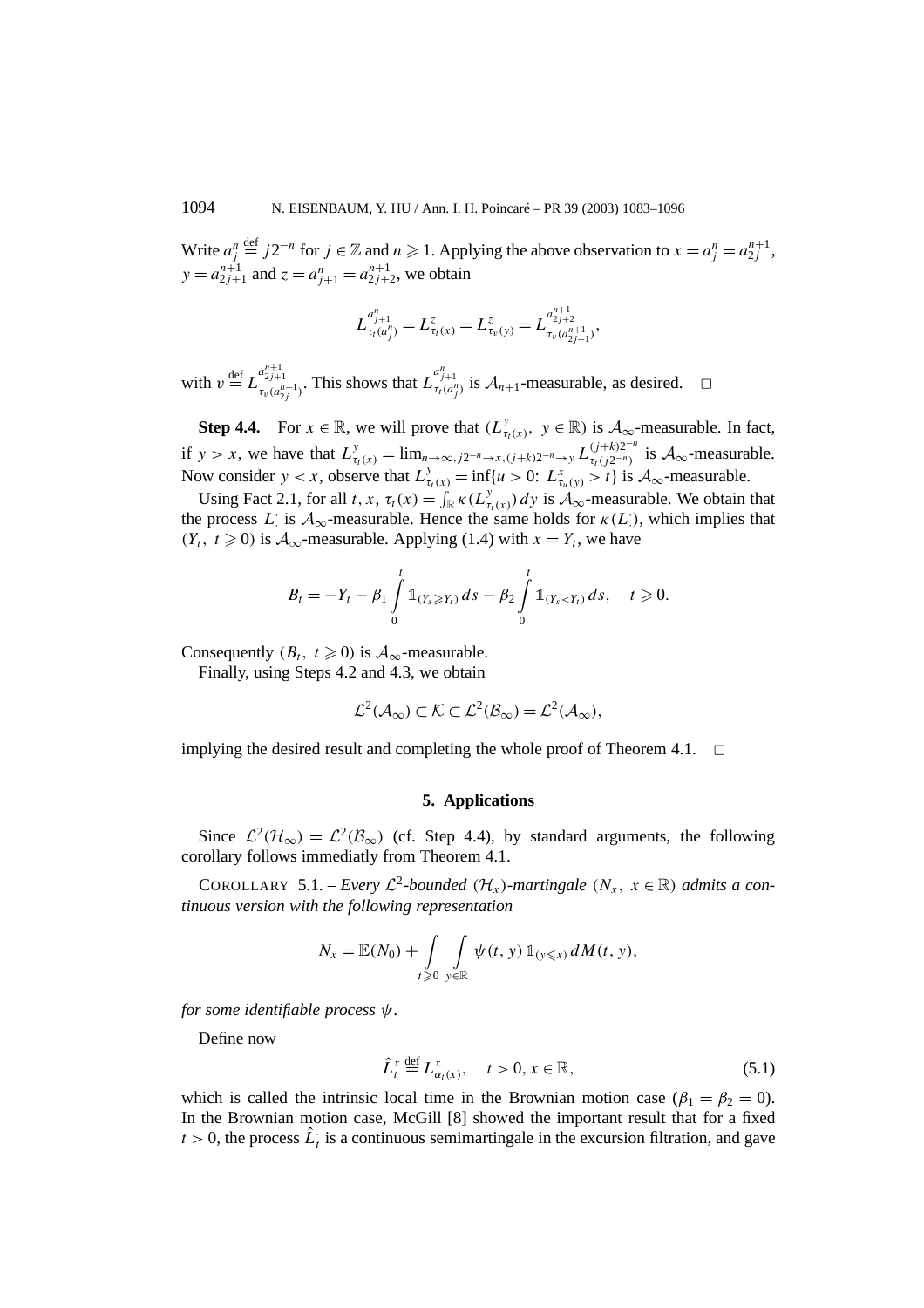Write $a_j^n \stackrel{\text{def}}{=} j2^{-n}$ for $j \in \mathbb{Z}$ and $n \geqslant 1$. Applying the above observation to $x = a_j^n = a_{2j}^{n+1}$, $y = a_{2j+1}^{n+1}$ and $z = a_{j+1}^n = a_{2j+2}^{n+1}$, we obtain

$$L_{\tau_t(a_j^n)}^{a_{j+1}^n} = L_{\tau_t(x)}^z = L_{\tau_v(y)}^z = L_{\tau_v(a_{2j+1}^{n+1})}^{a_{2j+2}^{n+1}},$$

with $v \stackrel{\text{def}}{=} L_{\tau_v(a_{2j}^{n+1})}^{a_{2j+1}^{n+1}}$. This shows that $L_{\tau_t(a_j^n)}^{a_{j+1}^n}$ is $\mathcal{A}_{n+1}$-measurable, as desired. $\square$

**Step 4.4.** For $x \in \mathbb{R}$, we will prove that $(L_{\tau_t(x)}^y,\ y \in \mathbb{R})$ is $\mathcal{A}_\infty$-measurable. In fact, if $y > x$, we have that $L_{\tau_t(x)}^y = \lim_{n\to\infty,\, j2^{-n}\to x,\, (j+k)2^{-n}\to y} L_{\tau_t(j2^{-n})}^{(j+k)2^{-n}}$ is $\mathcal{A}_\infty$-measurable. Now consider $y < x$, observe that $L_{\tau_t(x)}^y = \inf\{u > 0\colon L_{\tau_u(y)}^x > t\}$ is $\mathcal{A}_\infty$-measurable.

Using Fact 2.1, for all $t, x$, $\tau_t(x) = \int_{\mathbb{R}} \kappa(L_{\tau_t(x)}^y)\,dy$ is $\mathcal{A}_\infty$-measurable. We obtain that the process $L_\cdot^\cdot$ is $\mathcal{A}_\infty$-measurable. Hence the same holds for $\kappa(L_\cdot^\cdot)$, which implies that $(Y_t,\ t \geqslant 0)$ is $\mathcal{A}_\infty$-measurable. Applying (1.4) with $x = Y_t$, we have

$$B_t = -Y_t - \beta_1 \int_0^t \mathbb{1}_{(Y_s \geqslant Y_t)}\,ds - \beta_2 \int_0^t \mathbb{1}_{(Y_s < Y_t)}\,ds, \quad t \geqslant 0.$$

Consequently $(B_t,\ t \geqslant 0)$ is $\mathcal{A}_\infty$-measurable.

Finally, using Steps 4.2 and 4.3, we obtain

$$\mathcal{L}^2(\mathcal{A}_\infty) \subset \mathcal{K} \subset \mathcal{L}^2(\mathcal{B}_\infty) = \mathcal{L}^2(\mathcal{A}_\infty),$$

implying the desired result and completing the whole proof of Theorem 4.1. $\square$

## 5. Applications

Since $\mathcal{L}^2(\mathcal{H}_\infty) = \mathcal{L}^2(\mathcal{B}_\infty)$ (cf. Step 4.4), by standard arguments, the following corollary follows immediatly from Theorem 4.1.

COROLLARY 5.1. – *Every $\mathcal{L}^2$-bounded $(\mathcal{H}_x)$-martingale $(N_x,\ x \in \mathbb{R})$ admits a continuous version with the following representation*

$$N_x = \mathbb{E}(N_0) + \int_{t\geqslant 0} \int_{y\in\mathbb{R}} \psi(t,y)\,\mathbb{1}_{(y\leqslant x)}\,dM(t,y),$$

*for some identifiable process $\psi$.*

Define now

$$\hat{L}_t^x \stackrel{\text{def}}{=} L_{\alpha_t(x)}^x, \quad t > 0, x \in \mathbb{R}, \tag{5.1}$$

which is called the intrinsic local time in the Brownian motion case ($\beta_1 = \beta_2 = 0$). In the Brownian motion case, McGill [8] showed the important result that for a fixed $t > 0$, the process $\hat{L}_t^\cdot$ is a continuous semimartingale in the excursion filtration, and gave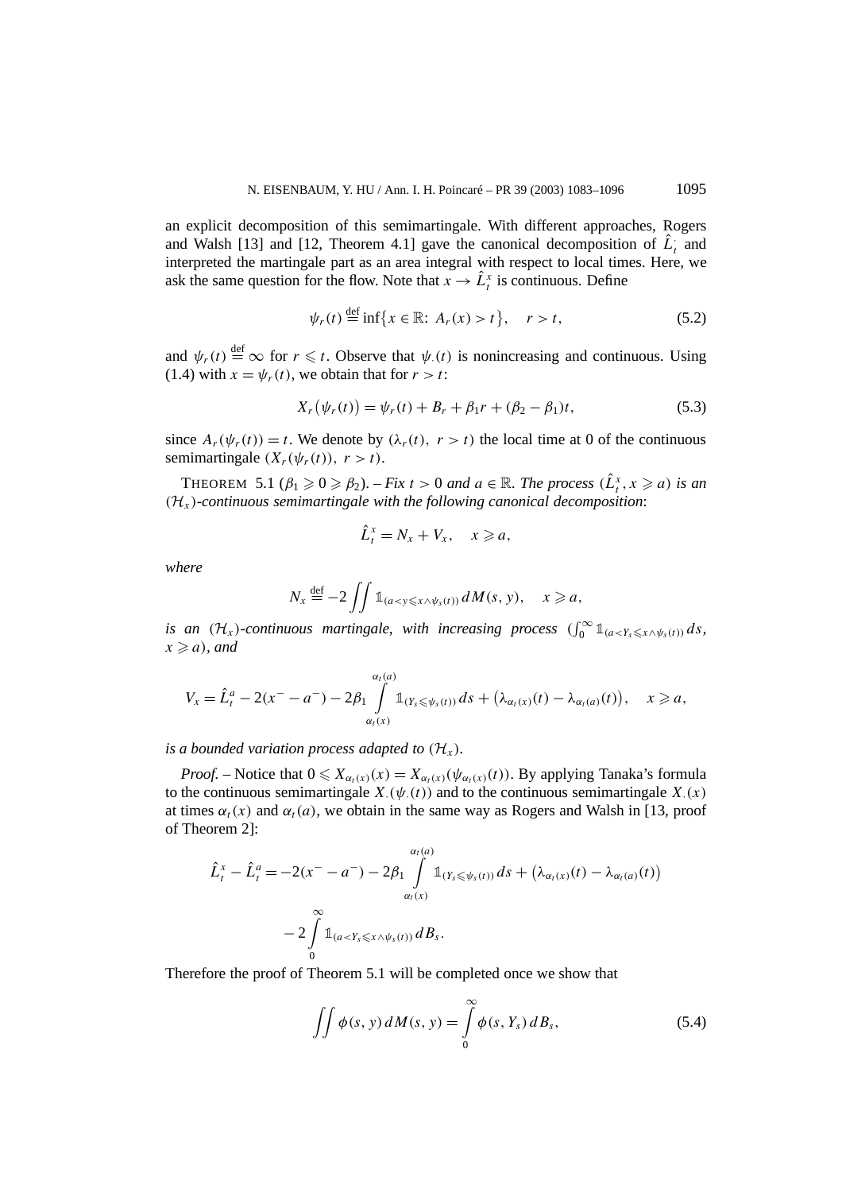an explicit decomposition of this semimartingale. With different approaches, Rogers and Walsh [13] and [12, Theorem 4.1] gave the canonical decomposition of $\hat{L}_t^{\cdot}$ and interpreted the martingale part as an area integral with respect to local times. Here, we ask the same question for the flow. Note that $x \to \hat{L}_t^x$ is continuous. Define

$$\psi_r(t) \stackrel{\text{def}}{=} \inf\{x \in \mathbb{R}:\ A_r(x) > t\}, \quad r > t, \tag{5.2}$$

and $\psi_r(t) \stackrel{\text{def}}{=} \infty$ for $r \leqslant t$. Observe that $\psi_\cdot(t)$ is nonincreasing and continuous. Using (1.4) with $x = \psi_r(t)$, we obtain that for $r > t$:

$$X_r\big(\psi_r(t)\big) = \psi_r(t) + B_r + \beta_1 r + (\beta_2 - \beta_1)t, \tag{5.3}$$

since $A_r(\psi_r(t)) = t$. We denote by $(\lambda_r(t),\ r > t)$ the local time at 0 of the continuous semimartingale $(X_r(\psi_r(t)),\ r > t)$.

THEOREM 5.1 ($\beta_1 \geqslant 0 \geqslant \beta_2$). – *Fix $t > 0$ and $a \in \mathbb{R}$. The process $(\hat{L}_t^x, x \geqslant a)$ is an $(\mathcal{H}_x)$-continuous semimartingale with the following canonical decomposition*:

$$\hat{L}_t^x = N_x + V_x, \quad x \geqslant a,$$

*where*

$$N_x \stackrel{\text{def}}{=} -2 \iint \mathbb{1}_{(a<y\leqslant x\wedge\psi_s(t))}\, dM(s,y), \quad x \geqslant a,$$

*is an $(\mathcal{H}_x)$-continuous martingale, with increasing process $(\int_0^\infty \mathbb{1}_{(a<Y_s\leqslant x\wedge\psi_s(t))}\, ds$, $x \geqslant a)$, and*

$$V_x = \hat{L}_t^a - 2(x^- - a^-) - 2\beta_1 \int_{\alpha_t(x)}^{\alpha_t(a)} \mathbb{1}_{(Y_s\leqslant\psi_s(t))}\, ds + \big(\lambda_{\alpha_t(x)}(t) - \lambda_{\alpha_t(a)}(t)\big), \quad x \geqslant a,$$

*is a bounded variation process adapted to $(\mathcal{H}_x)$.*

*Proof.* – Notice that $0 \leqslant X_{\alpha_t(x)}(x) = X_{\alpha_t(x)}(\psi_{\alpha_t(x)}(t))$. By applying Tanaka's formula to the continuous semimartingale $X_\cdot(\psi_\cdot(t))$ and to the continuous semimartingale $X_\cdot(x)$ at times $\alpha_t(x)$ and $\alpha_t(a)$, we obtain in the same way as Rogers and Walsh in [13, proof of Theorem 2]:

$$\begin{aligned}\hat{L}_t^x - \hat{L}_t^a &= -2(x^- - a^-) - 2\beta_1 \int_{\alpha_t(x)}^{\alpha_t(a)} \mathbb{1}_{(Y_s\leqslant\psi_s(t))}\, ds + \big(\lambda_{\alpha_t(x)}(t) - \lambda_{\alpha_t(a)}(t)\big)\\ &\quad - 2\int_0^\infty \mathbb{1}_{(a<Y_s\leqslant x\wedge\psi_s(t))}\, dB_s.\end{aligned}$$

Therefore the proof of Theorem 5.1 will be completed once we show that

$$\iint \phi(s,y)\, dM(s,y) = \int_0^\infty \phi(s, Y_s)\, dB_s, \tag{5.4}$$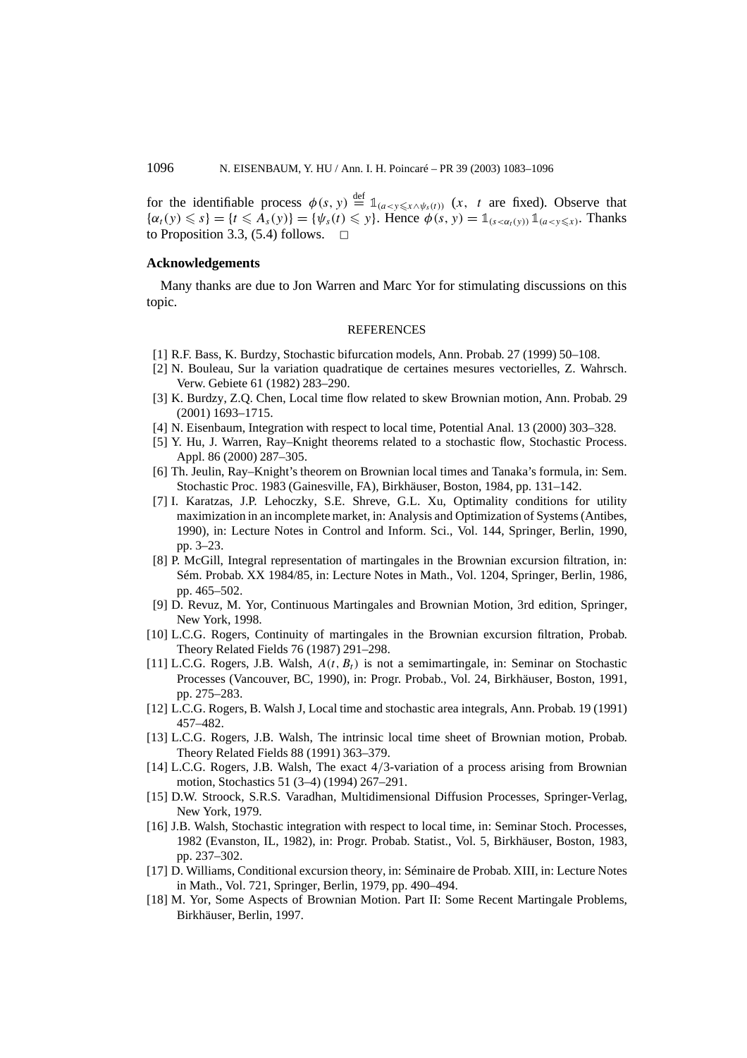for the identifiable process $\phi(s, y) \stackrel{\text{def}}{=} \mathbb{1}_{(a<y\leqslant x\wedge\psi_s(t))}$ ($x$, $t$ are fixed). Observe that $\{\alpha_t(y) \leqslant s\} = \{t \leqslant A_s(y)\} = \{\psi_s(t) \leqslant y\}$. Hence $\phi(s, y) = \mathbb{1}_{(s<\alpha_t(y))}\mathbb{1}_{(a<y\leqslant x)}$. Thanks to Proposition 3.3, (5.4) follows. □

## Acknowledgements

Many thanks are due to Jon Warren and Marc Yor for stimulating discussions on this topic.

## REFERENCES

[1] R.F. Bass, K. Burdzy, Stochastic bifurcation models, Ann. Probab. 27 (1999) 50–108.

[2] N. Bouleau, Sur la variation quadratique de certaines mesures vectorielles, Z. Wahrsch. Verw. Gebiete 61 (1982) 283–290.

[3] K. Burdzy, Z.Q. Chen, Local time flow related to skew Brownian motion, Ann. Probab. 29 (2001) 1693–1715.

[4] N. Eisenbaum, Integration with respect to local time, Potential Anal. 13 (2000) 303–328.

[5] Y. Hu, J. Warren, Ray–Knight theorems related to a stochastic flow, Stochastic Process. Appl. 86 (2000) 287–305.

[6] Th. Jeulin, Ray–Knight's theorem on Brownian local times and Tanaka's formula, in: Sem. Stochastic Proc. 1983 (Gainesville, FA), Birkhäuser, Boston, 1984, pp. 131–142.

[7] I. Karatzas, J.P. Lehoczky, S.E. Shreve, G.L. Xu, Optimality conditions for utility maximization in an incomplete market, in: Analysis and Optimization of Systems (Antibes, 1990), in: Lecture Notes in Control and Inform. Sci., Vol. 144, Springer, Berlin, 1990, pp. 3–23.

[8] P. McGill, Integral representation of martingales in the Brownian excursion filtration, in: Sém. Probab. XX 1984/85, in: Lecture Notes in Math., Vol. 1204, Springer, Berlin, 1986, pp. 465–502.

[9] D. Revuz, M. Yor, Continuous Martingales and Brownian Motion, 3rd edition, Springer, New York, 1998.

[10] L.C.G. Rogers, Continuity of martingales in the Brownian excursion filtration, Probab. Theory Related Fields 76 (1987) 291–298.

[11] L.C.G. Rogers, J.B. Walsh, $A(t, B_t)$ is not a semimartingale, in: Seminar on Stochastic Processes (Vancouver, BC, 1990), in: Progr. Probab., Vol. 24, Birkhäuser, Boston, 1991, pp. 275–283.

[12] L.C.G. Rogers, B. Walsh J, Local time and stochastic area integrals, Ann. Probab. 19 (1991) 457–482.

[13] L.C.G. Rogers, J.B. Walsh, The intrinsic local time sheet of Brownian motion, Probab. Theory Related Fields 88 (1991) 363–379.

[14] L.C.G. Rogers, J.B. Walsh, The exact 4/3-variation of a process arising from Brownian motion, Stochastics 51 (3–4) (1994) 267–291.

[15] D.W. Stroock, S.R.S. Varadhan, Multidimensional Diffusion Processes, Springer-Verlag, New York, 1979.

[16] J.B. Walsh, Stochastic integration with respect to local time, in: Seminar Stoch. Processes, 1982 (Evanston, IL, 1982), in: Progr. Probab. Statist., Vol. 5, Birkhäuser, Boston, 1983, pp. 237–302.

[17] D. Williams, Conditional excursion theory, in: Séminaire de Probab. XIII, in: Lecture Notes in Math., Vol. 721, Springer, Berlin, 1979, pp. 490–494.

[18] M. Yor, Some Aspects of Brownian Motion. Part II: Some Recent Martingale Problems, Birkhäuser, Berlin, 1997.